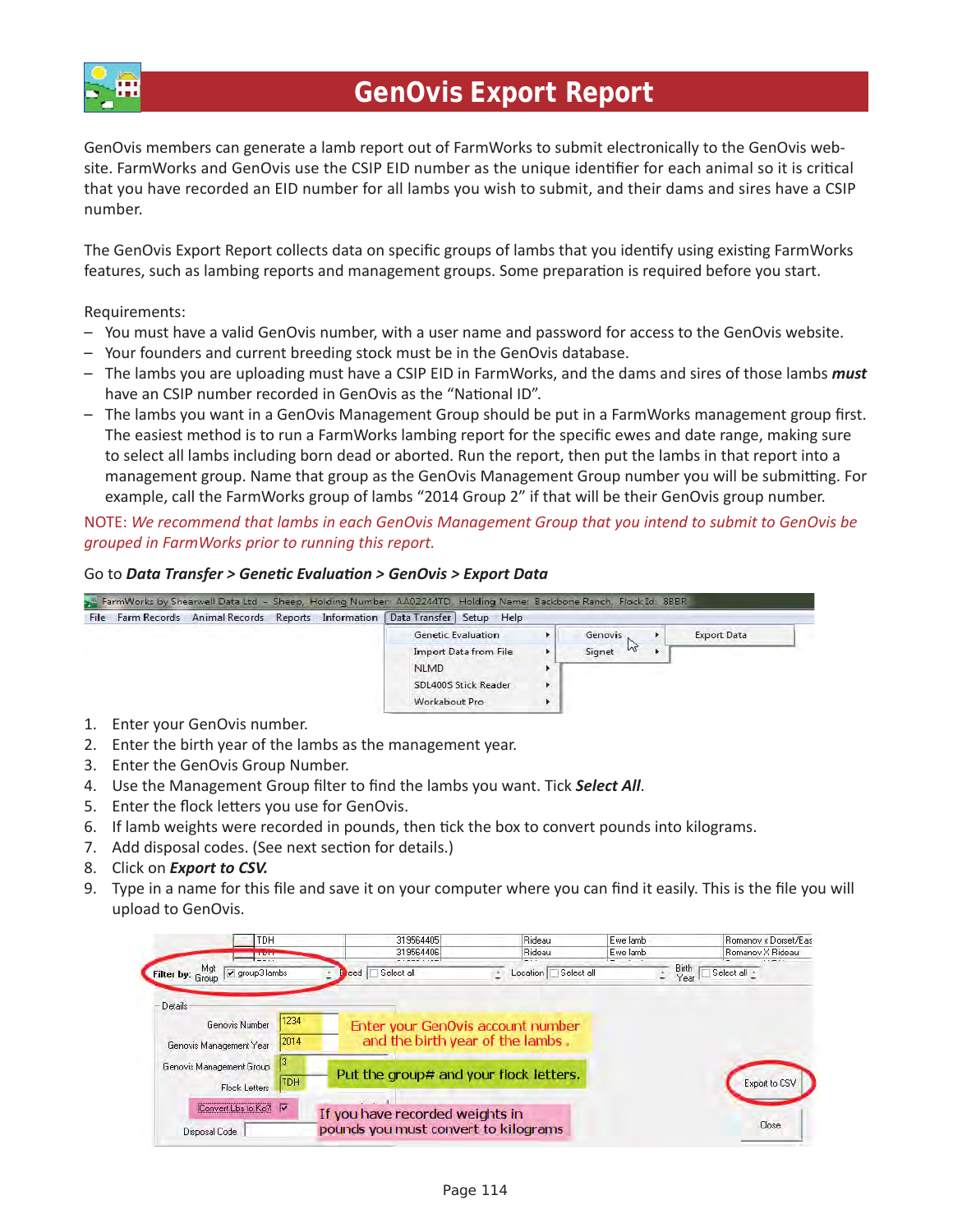# GenOvis Export Report

GenOvis members can generate a lamb report out of FarmWorks to submit electronically to the GenOvis website. FarmWorks and GenOvis use the CSIP EID number as the unique identifier for each animal so it is critical that you have recorded an EID number for all lambs you wish to submit, and their dams and sires have a CSIP number.

The GenOvis Export Report collects data on specific groups of lambs that you identify using existing FarmWorks features, such as lambing reports and management groups. Some preparation is required before you start.

Requirements:

- You must have a valid GenOvis number, with a user name and password for access to the GenOvis website.
- Your founders and current breeding stock must be in the GenOvis database.
- The lambs you are uploading must have a CSIP EID in FarmWorks, and the dams and sires of those lambs ***must*** have an CSIP number recorded in GenOvis as the "National ID".
- The lambs you want in a GenOvis Management Group should be put in a FarmWorks management group first. The easiest method is to run a FarmWorks lambing report for the specific ewes and date range, making sure to select all lambs including born dead or aborted. Run the report, then put the lambs in that report into a management group. Name that group as the GenOvis Management Group number you will be submitting. For example, call the FarmWorks group of lambs "2014 Group 2" if that will be their GenOvis group number.

NOTE: *We recommend that lambs in each GenOvis Management Group that you intend to submit to GenOvis be grouped in FarmWorks prior to running this report.*

Go to ***Data Transfer > Genetic Evaluation > GenOvis > Export Data***

1. Enter your GenOvis number.
2. Enter the birth year of the lambs as the management year.
3. Enter the GenOvis Group Number.
4. Use the Management Group filter to find the lambs you want. Tick ***Select All***.
5. Enter the flock letters you use for GenOvis.
6. If lamb weights were recorded in pounds, then tick the box to convert pounds into kilograms.
7. Add disposal codes. (See next section for details.)
8. Click on ***Export to CSV.***
9. Type in a name for this file and save it on your computer where you can find it easily. This is the file you will upload to GenOvis.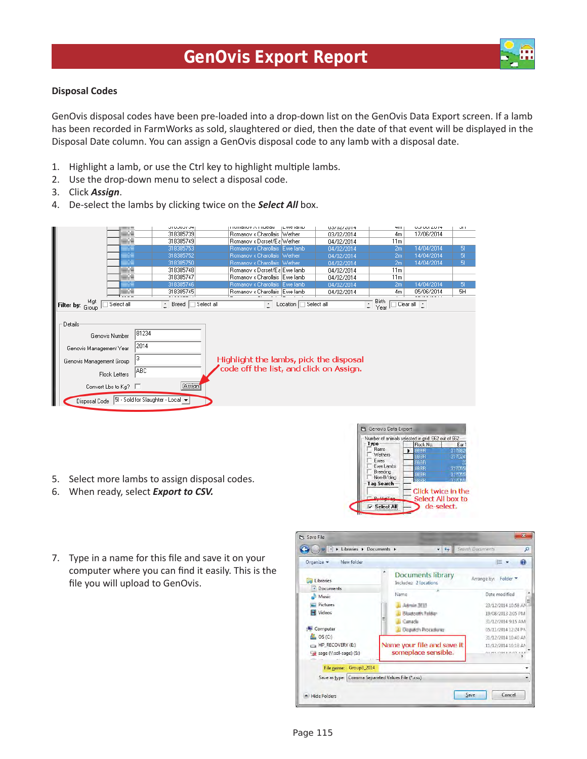# GenOvis Export Report

### Disposal Codes

GenOvis disposal codes have been pre-loaded into a drop-down list on the GenOvis Data Export screen. If a lamb has been recorded in FarmWorks as sold, slaughtered or died, then the date of that event will be displayed in the Disposal Date column. You can assign a GenOvis disposal code to any lamb with a disposal date.

1. Highlight a lamb, or use the Ctrl key to highlight multiple lambs.
2. Use the drop-down menu to select a disposal code.
3. Click ***Assign***.
4. De-select the lambs by clicking twice on the ***Select All*** box.

Highlight the lambs, pick the disposal code off the list, and click on Assign.

5. Select more lambs to assign disposal codes.
6. When ready, select ***Export to CSV.***

Click twice in the Select All box to de-select.

7. Type in a name for this file and save it on your computer where you can find it easily. This is the file you will upload to GenOvis.

Name your file and save it someplace sensible.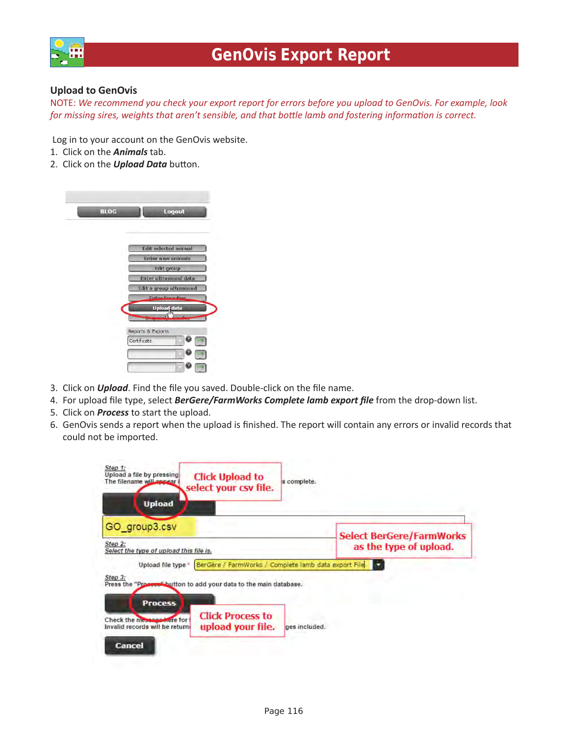# GenOvis Export Report

## Upload to GenOvis

NOTE: *We recommend you check your export report for errors before you upload to GenOvis. For example, look for missing sires, weights that aren't sensible, and that bottle lamb and fostering information is correct.*

Log in to your account on the GenOvis website.

1. Click on the ***Animals*** tab.
2. Click on the ***Upload Data*** button.

3. Click on ***Upload***. Find the file you saved. Double-click on the file name.
4. For upload file type, select ***BerGere/FarmWorks Complete lamb export file*** from the drop-down list.
5. Click on ***Process*** to start the upload.
6. GenOvis sends a report when the upload is finished. The report will contain any errors or invalid records that could not be imported.